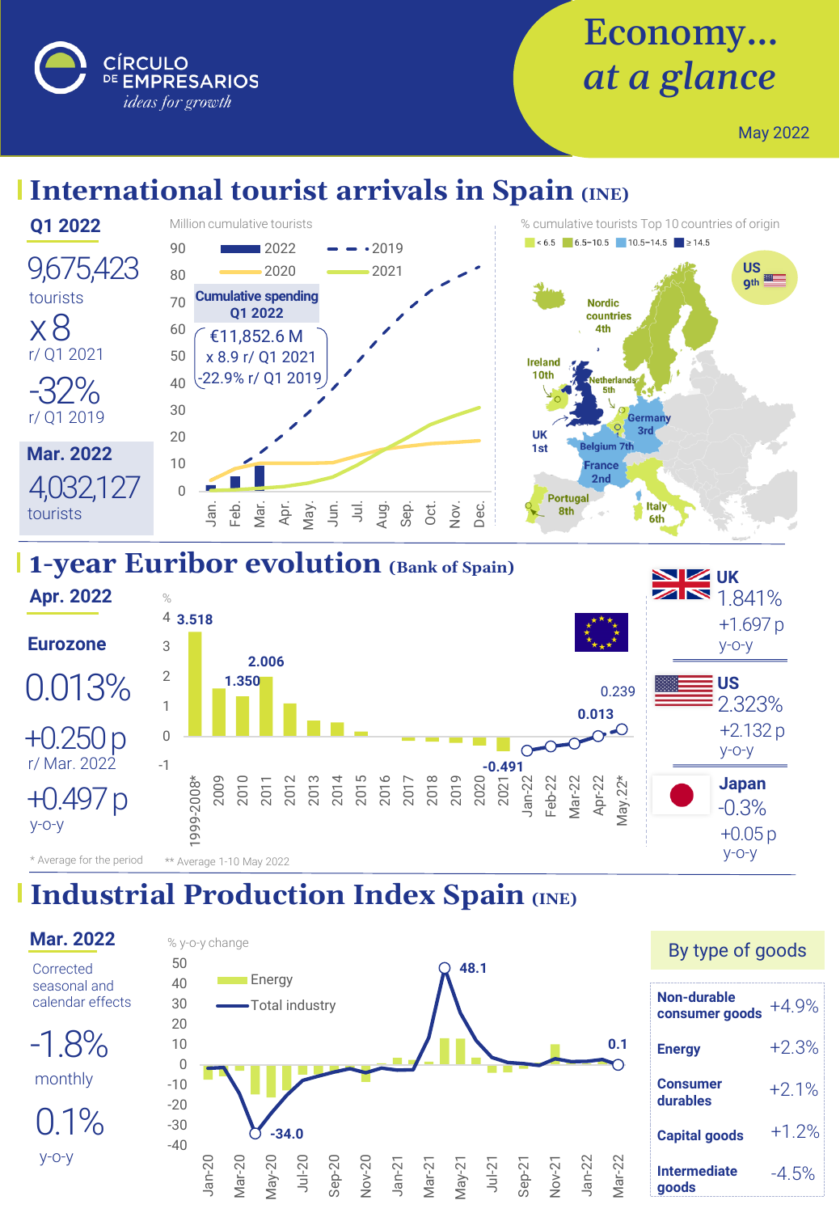# Economy... at a glance

CÍRCULO DE EMPRESARIOS
*ideas for growth*

May 2022

## International tourist arrivals in Spain (INE)

**Q1 2022**

9,675,423 tourists

x 8 r/ Q1 2021

-32% r/ Q1 2019

**Mar. 2022**

4,032,127 tourists

Million cumulative tourists

**Cumulative spending Q1 2022**

€11,852.6 M
x 8.9 r/ Q1 2021
-22.9% r/ Q1 2019

% cumulative tourists Top 10 countries of origin (< 6.5, 6.5–10.5, 10.5–14.5, ≥ 14.5)

- UK 1st
- France 2nd
- Germany 3rd
- Nordic countries 4th
- Netherlands 5th
- Italy 6th
- Belgium 7th
- Portugal 8th
- US 9th
- Ireland 10th

## 1-year Euribor evolution (Bank of Spain)

**Apr. 2022**

**Eurozone**

0.013%

+0.250 p r/ Mar. 2022

+0.497 p y-o-y

| | % |
|---|---|
| 1999-2008* | 3.518 |
| 2010 | 1.350 |
| 2011 | 2.006 |
| 2021 | -0.491 |
| Apr-22 | 0.013 |
| May.22** | 0.239 |

\* Average for the period

\*\* Average 1-10 May 2022

**UK** 1.841% +1.697 p y-o-y

**US** 2.323% +2.132 p y-o-y

**Japan** -0.3% +0.05 p y-o-y

## Industrial Production Index Spain (INE)

**Mar. 2022**

Corrected seasonal and calendar effects

-1.8% monthly

0.1% y-o-y

% y-o-y change (Energy; Total industry): May-20: -34.0; Apr-21: 48.1; Mar-22: 0.1

**By type of goods**

| | |
|---|---|
| **Non-durable consumer goods** | +4.9% |
| **Energy** | +2.3% |
| **Consumer durables** | +2.1% |
| **Capital goods** | +1.2% |
| **Intermediate goods** | -4.5% |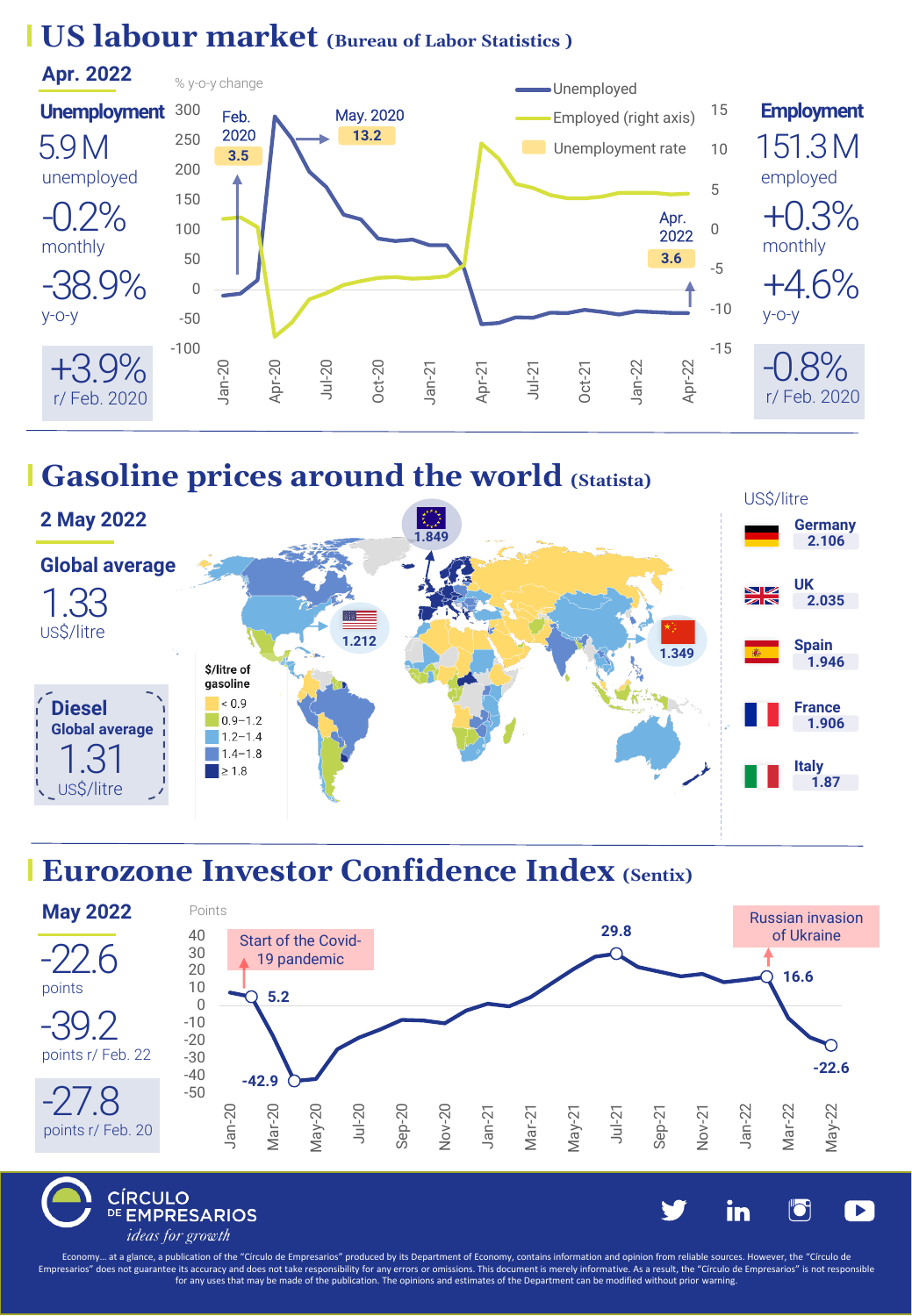# US labour market (Bureau of Labor Statistics)

## Apr. 2022

### Unemployment

5.9 M
unemployed

-0.2%
monthly

-38.9%
y-o-y

+3.9%
r/ Feb. 2020

% y-o-y change

Unemployed

Employed (right axis)

Unemployment rate

Feb. 2020
3.5

May. 2020
13.2

Apr. 2022
3.6

300, 250, 200, 150, 100, 50, 0, -50, -100

15, 10, 5, 0, -5, -10, -15

Jan-20, Apr-20, Jul-20, Oct-20, Jan-21, Apr-21, Jul-21, Oct-21, Jan-22, Apr-22

### Employment

151.3 M
employed

+0.3%
monthly

+4.6%
y-o-y

-0.8%
r/ Feb. 2020

# Gasoline prices around the world (Statista)

## 2 May 2022

### Global average

1.33
US$/litre

**Diesel**
Global average
1.31
US$/litre

$/litre of gasoline
< 0.9
0.9–1.2
1.2–1.4
1.4–1.8
≥ 1.8

1.849

1.212

1.349

US$/litre

Germany 2.106

UK 2.035

Spain 1.946

France 1.906

Italy 1.87

# Eurozone Investor Confidence Index (Sentix)

## May 2022

-22.6
points

-39.2
points r/ Feb. 22

-27.8
points r/ Feb. 20

Points

40, 30, 20, 10, 0, -10, -20, -30, -40, -50

Start of the Covid-19 pandemic

Russian invasion of Ukraine

5.2

-42.9

29.8

16.6

-22.6

Jan-20, Mar-20, May-20, Jul-20, Sep-20, Nov-20, Jan-21, Mar-21, May-21, Jul-21, Sep-21, Nov-21, Jan-22, Mar-22, May-22

CÍRCULO DE EMPRESARIOS
*ideas for growth*

Economy... at a glance, a publication of the "Círculo de Empresarios" produced by its Department of Economy, contains information and opinion from reliable sources. However, the "Círculo de Empresarios" does not guarantee its accuracy and does not take responsibility for any errors or omissions. This document is merely informative. As a result, the "Círculo de Empresarios" is not responsible for any uses that may be made of the publication. The opinions and estimates of the Department can be modified without prior warning.